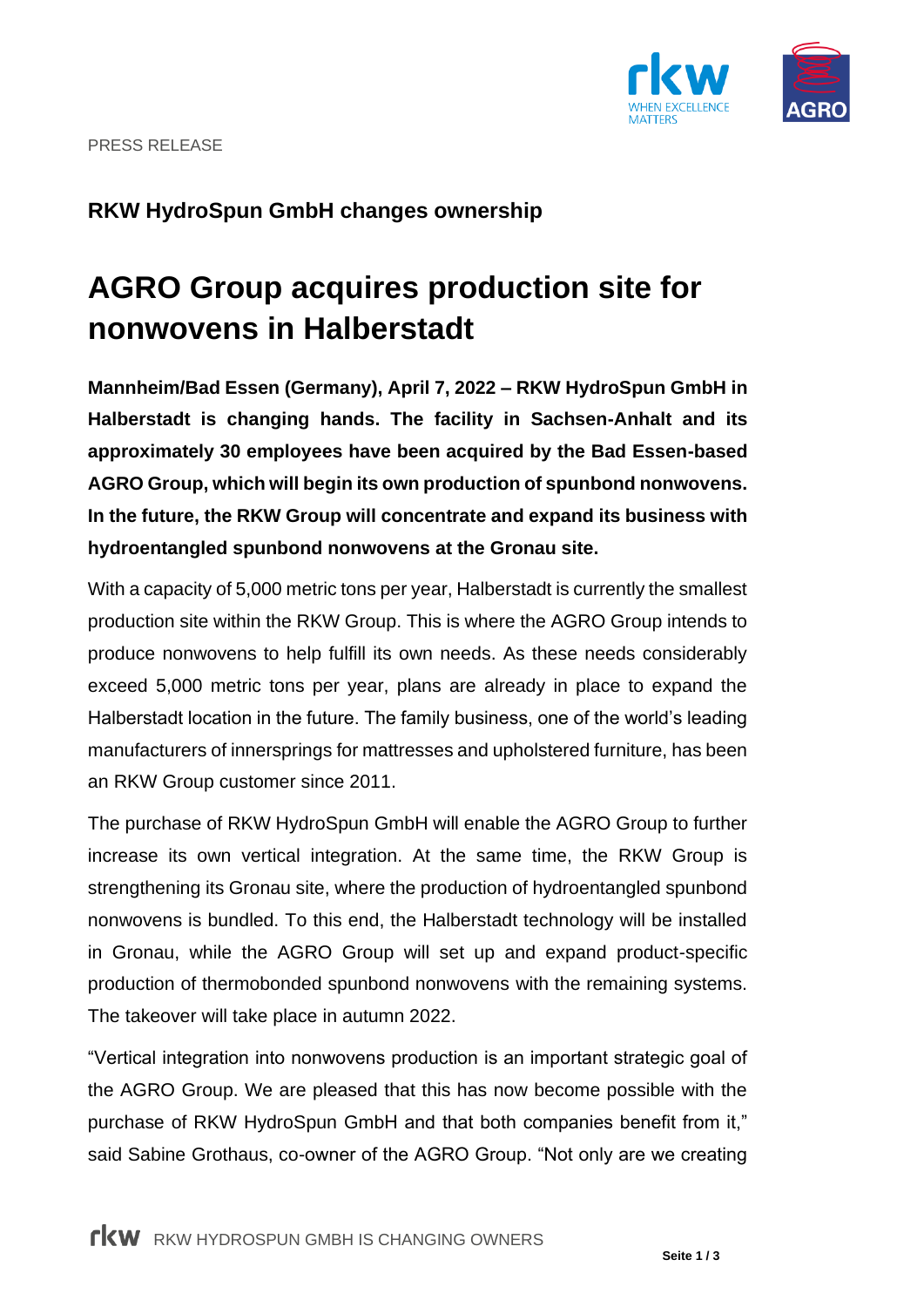PRESS RELEASE

## RKW HydroSpun GmbH changes ownership

# AGRO Group acquires production site for nonwovens in Halberstadt

**Mannheim/Bad Essen (Germany), April 7, 2022 – RKW HydroSpun GmbH in Halberstadt is changing hands. The facility in Sachsen-Anhalt and its approximately 30 employees have been acquired by the Bad Essen-based AGRO Group, which will begin its own production of spunbond nonwovens. In the future, the RKW Group will concentrate and expand its business with hydroentangled spunbond nonwovens at the Gronau site.**

With a capacity of 5,000 metric tons per year, Halberstadt is currently the smallest production site within the RKW Group. This is where the AGRO Group intends to produce nonwovens to help fulfill its own needs. As these needs considerably exceed 5,000 metric tons per year, plans are already in place to expand the Halberstadt location in the future. The family business, one of the world's leading manufacturers of innersprings for mattresses and upholstered furniture, has been an RKW Group customer since 2011.

The purchase of RKW HydroSpun GmbH will enable the AGRO Group to further increase its own vertical integration. At the same time, the RKW Group is strengthening its Gronau site, where the production of hydroentangled spunbond nonwovens is bundled. To this end, the Halberstadt technology will be installed in Gronau, while the AGRO Group will set up and expand product-specific production of thermobonded spunbond nonwovens with the remaining systems. The takeover will take place in autumn 2022.

"Vertical integration into nonwovens production is an important strategic goal of the AGRO Group. We are pleased that this has now become possible with the purchase of RKW HydroSpun GmbH and that both companies benefit from it," said Sabine Grothaus, co-owner of the AGRO Group. "Not only are we creating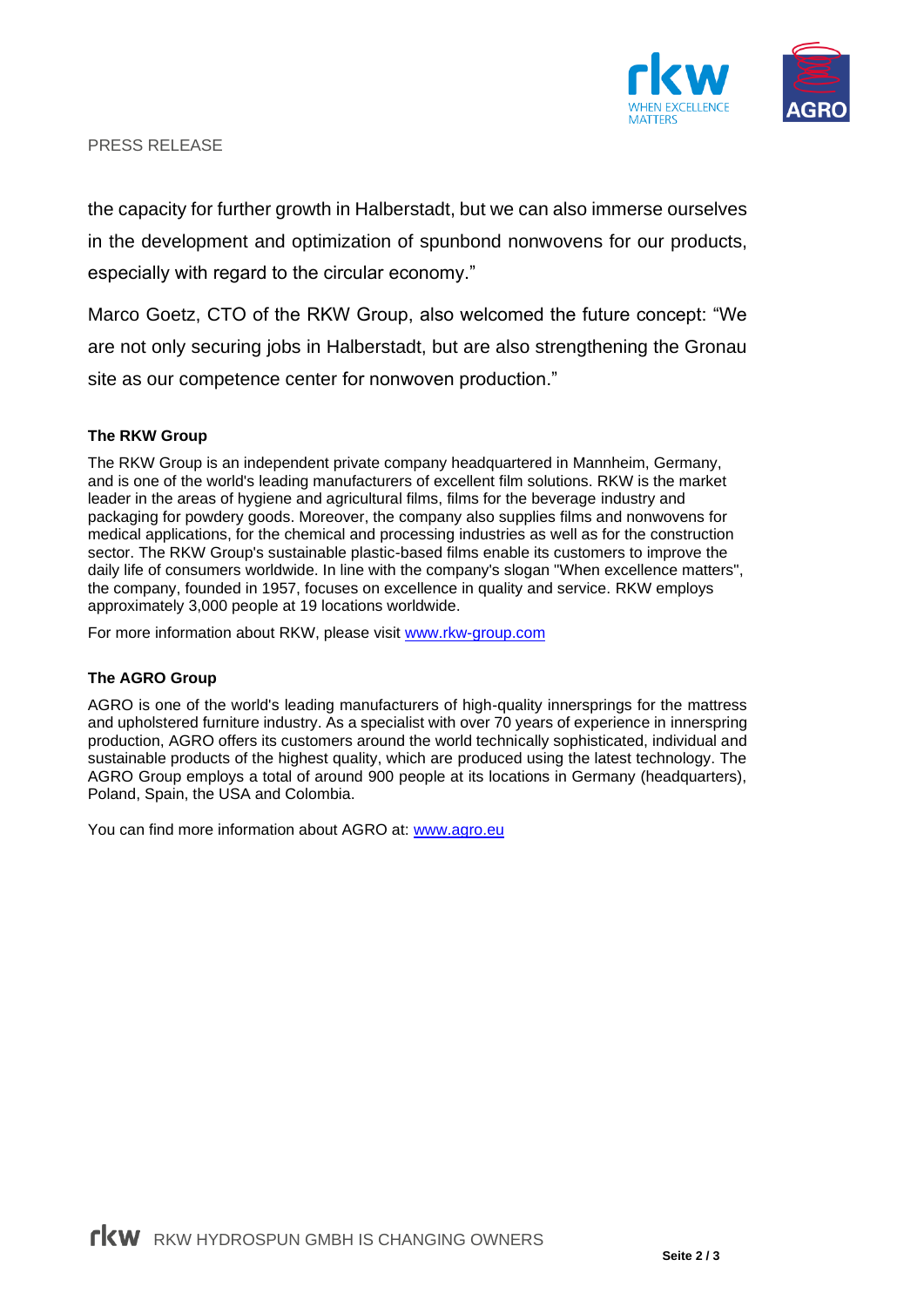the capacity for further growth in Halberstadt, but we can also immerse ourselves in the development and optimization of spunbond nonwovens for our products, especially with regard to the circular economy."

Marco Goetz, CTO of the RKW Group, also welcomed the future concept: "We are not only securing jobs in Halberstadt, but are also strengthening the Gronau site as our competence center for nonwoven production."

**The RKW Group**

The RKW Group is an independent private company headquartered in Mannheim, Germany, and is one of the world's leading manufacturers of excellent film solutions. RKW is the market leader in the areas of hygiene and agricultural films, films for the beverage industry and packaging for powdery goods. Moreover, the company also supplies films and nonwovens for medical applications, for the chemical and processing industries as well as for the construction sector. The RKW Group's sustainable plastic-based films enable its customers to improve the daily life of consumers worldwide. In line with the company's slogan "When excellence matters", the company, founded in 1957, focuses on excellence in quality and service. RKW employs approximately 3,000 people at 19 locations worldwide.

For more information about RKW, please visit www.rkw-group.com

**The AGRO Group**

AGRO is one of the world's leading manufacturers of high-quality innersprings for the mattress and upholstered furniture industry. As a specialist with over 70 years of experience in innerspring production, AGRO offers its customers around the world technically sophisticated, individual and sustainable products of the highest quality, which are produced using the latest technology. The AGRO Group employs a total of around 900 people at its locations in Germany (headquarters), Poland, Spain, the USA and Colombia.

You can find more information about AGRO at: www.agro.eu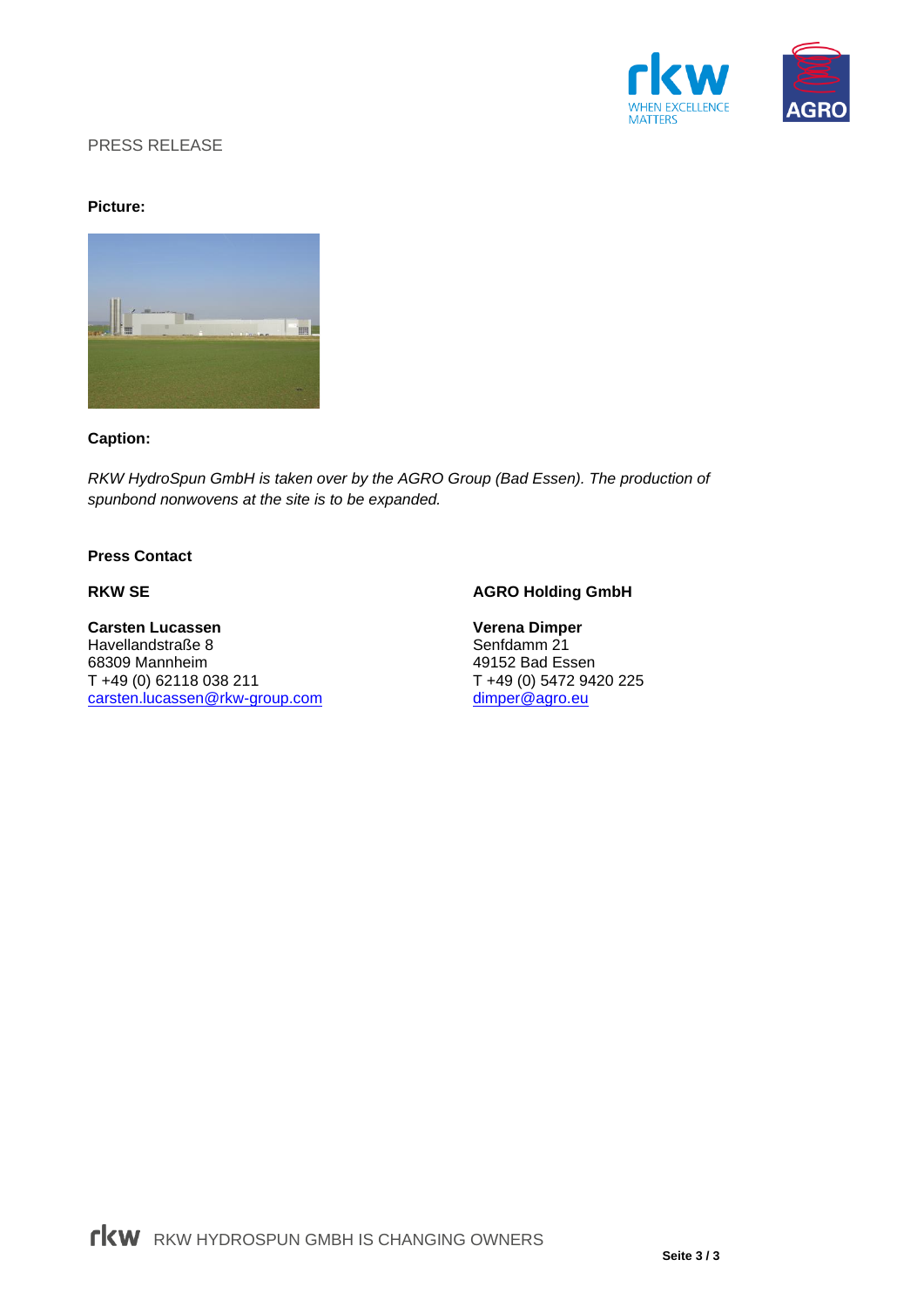PRESS RELEASE

**Picture:**

**Caption:**

*RKW HydroSpun GmbH is taken over by the AGRO Group (Bad Essen). The production of spunbond nonwovens at the site is to be expanded.*

**Press Contact**

**RKW SE**

**Carsten Lucassen**
Havellandstraße 8
68309 Mannheim
T +49 (0) 62118 038 211
carsten.lucassen@rkw-group.com

**AGRO Holding GmbH**

**Verena Dimper**
Senfdamm 21
49152 Bad Essen
T +49 (0) 5472 9420 225
dimper@agro.eu